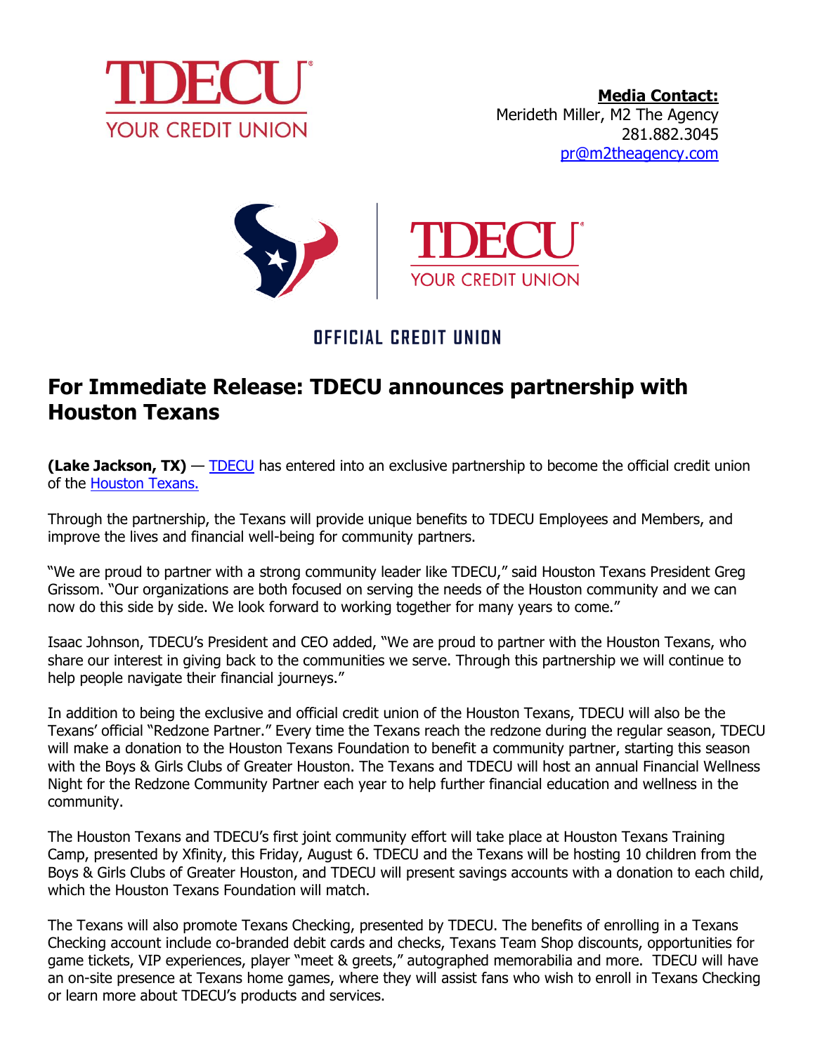TDECU
YOUR CREDIT UNION

**Media Contact:**
Merideth Miller, M2 The Agency
281.882.3045
pr@m2theagency.com

TDECU
YOUR CREDIT UNION

OFFICIAL CREDIT UNION

# For Immediate Release: TDECU announces partnership with Houston Texans

**(Lake Jackson, TX)** — TDECU has entered into an exclusive partnership to become the official credit union of the Houston Texans.

Through the partnership, the Texans will provide unique benefits to TDECU Employees and Members, and improve the lives and financial well-being for community partners.

"We are proud to partner with a strong community leader like TDECU," said Houston Texans President Greg Grissom. "Our organizations are both focused on serving the needs of the Houston community and we can now do this side by side. We look forward to working together for many years to come."

Isaac Johnson, TDECU's President and CEO added, "We are proud to partner with the Houston Texans, who share our interest in giving back to the communities we serve. Through this partnership we will continue to help people navigate their financial journeys."

In addition to being the exclusive and official credit union of the Houston Texans, TDECU will also be the Texans' official "Redzone Partner." Every time the Texans reach the redzone during the regular season, TDECU will make a donation to the Houston Texans Foundation to benefit a community partner, starting this season with the Boys & Girls Clubs of Greater Houston. The Texans and TDECU will host an annual Financial Wellness Night for the Redzone Community Partner each year to help further financial education and wellness in the community.

The Houston Texans and TDECU's first joint community effort will take place at Houston Texans Training Camp, presented by Xfinity, this Friday, August 6. TDECU and the Texans will be hosting 10 children from the Boys & Girls Clubs of Greater Houston, and TDECU will present savings accounts with a donation to each child, which the Houston Texans Foundation will match.

The Texans will also promote Texans Checking, presented by TDECU. The benefits of enrolling in a Texans Checking account include co-branded debit cards and checks, Texans Team Shop discounts, opportunities for game tickets, VIP experiences, player "meet & greets," autographed memorabilia and more. TDECU will have an on-site presence at Texans home games, where they will assist fans who wish to enroll in Texans Checking or learn more about TDECU's products and services.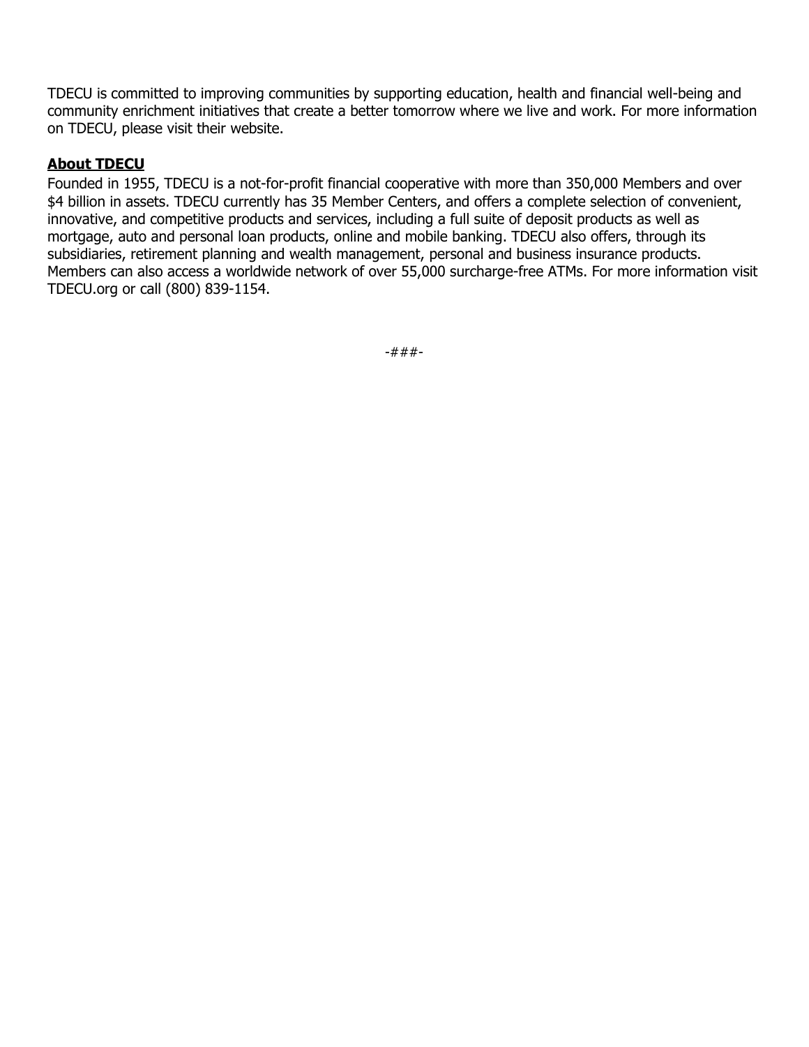TDECU is committed to improving communities by supporting education, health and financial well-being and community enrichment initiatives that create a better tomorrow where we live and work. For more information on TDECU, please visit their website.

**About TDECU**

Founded in 1955, TDECU is a not-for-profit financial cooperative with more than 350,000 Members and over $4 billion in assets. TDECU currently has 35 Member Centers, and offers a complete selection of convenient, innovative, and competitive products and services, including a full suite of deposit products as well as mortgage, auto and personal loan products, online and mobile banking. TDECU also offers, through its subsidiaries, retirement planning and wealth management, personal and business insurance products. Members can also access a worldwide network of over 55,000 surcharge-free ATMs. For more information visit TDECU.org or call (800) 839-1154.

-###-